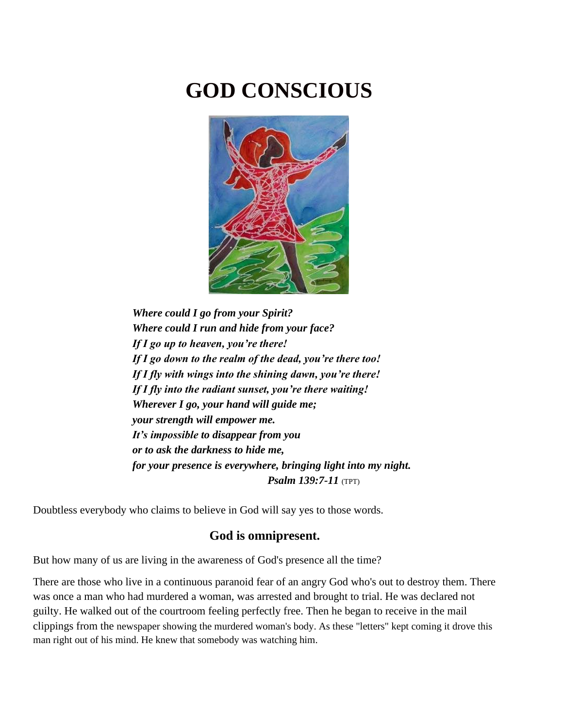# GOD CONSCIOUS

***Where could I go from your Spirit?***
***Where could I run and hide from your face?***
***If I go up to heaven, you're there!***
***If I go down to the realm of the dead, you're there too!***
***If I fly with wings into the shining dawn, you're there!***
***If I fly into the radiant sunset, you're there waiting!***
***Wherever I go, your hand will guide me;***
***your strength will empower me.***
***It's impossible to disappear from you***
***or to ask the darkness to hide me,***
***for your presence is everywhere, bringing light into my night.***
***Psalm 139:7-11*** (TPT)

Doubtless everybody who claims to believe in God will say yes to those words.

### God is omnipresent.

But how many of us are living in the awareness of God's presence all the time?

There are those who live in a continuous paranoid fear of an angry God who's out to destroy them. There was once a man who had murdered a woman, was arrested and brought to trial. He was declared not guilty. He walked out of the courtroom feeling perfectly free. Then he began to receive in the mail clippings from the newspaper showing the murdered woman's body. As these "letters" kept coming it drove this man right out of his mind. He knew that somebody was watching him.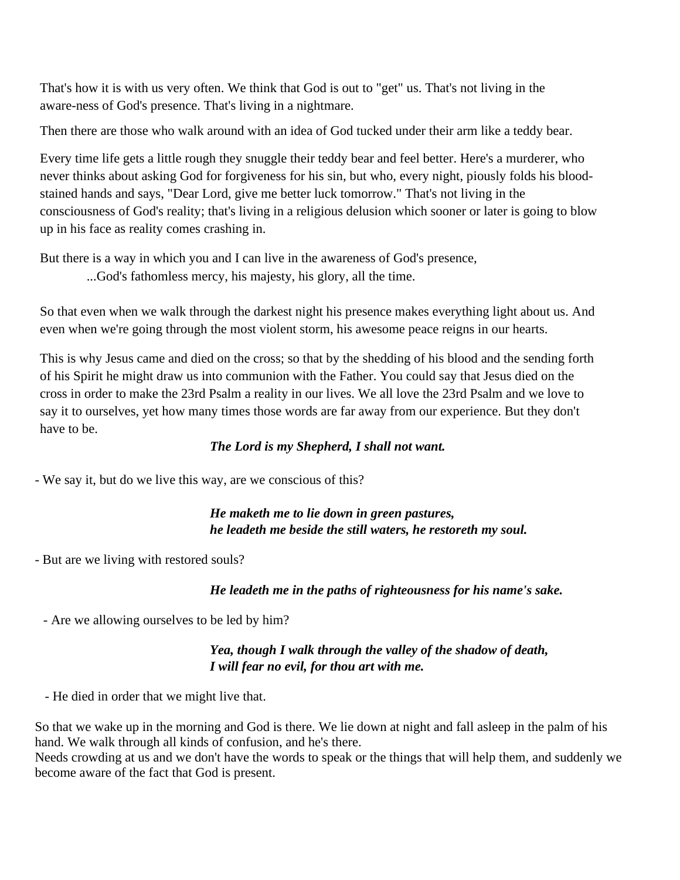That's how it is with us very often. We think that God is out to "get" us. That's not living in the aware-ness of God's presence. That's living in a nightmare.

Then there are those who walk around with an idea of God tucked under their arm like a teddy bear.

Every time life gets a little rough they snuggle their teddy bear and feel better. Here's a murderer, who never thinks about asking God for forgiveness for his sin, but who, every night, piously folds his blood-stained hands and says, "Dear Lord, give me better luck tomorrow." That's not living in the consciousness of God's reality; that's living in a religious delusion which sooner or later is going to blow up in his face as reality comes crashing in.

But there is a way in which you and I can live in the awareness of God's presence,
...God's fathomless mercy, his majesty, his glory, all the time.

So that even when we walk through the darkest night his presence makes everything light about us. And even when we're going through the most violent storm, his awesome peace reigns in our hearts.

This is why Jesus came and died on the cross; so that by the shedding of his blood and the sending forth of his Spirit he might draw us into communion with the Father. You could say that Jesus died on the cross in order to make the 23rd Psalm a reality in our lives. We all love the 23rd Psalm and we love to say it to ourselves, yet how many times those words are far away from our experience. But they don't have to be.

***The Lord is my Shepherd, I shall not want.***

- We say it, but do we live this way, are we conscious of this?

***He maketh me to lie down in green pastures,***
***he leadeth me beside the still waters, he restoreth my soul.***

- But are we living with restored souls?

***He leadeth me in the paths of righteousness for his name's sake.***

- Are we allowing ourselves to be led by him?

***Yea, though I walk through the valley of the shadow of death,***
***I will fear no evil, for thou art with me.***

- He died in order that we might live that.

So that we wake up in the morning and God is there. We lie down at night and fall asleep in the palm of his hand. We walk through all kinds of confusion, and he's there.
Needs crowding at us and we don't have the words to speak or the things that will help them, and suddenly we become aware of the fact that God is present.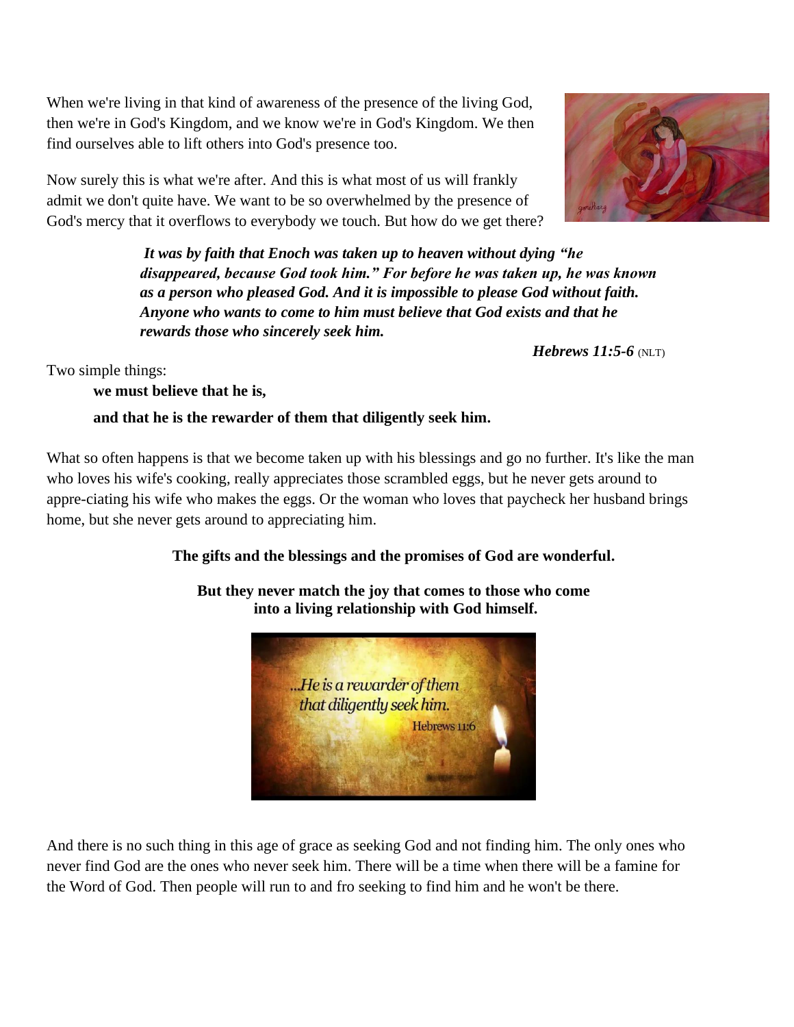When we're living in that kind of awareness of the presence of the living God, then we're in God's Kingdom, and we know we're in God's Kingdom. We then find ourselves able to lift others into God's presence too.

Now surely this is what we're after. And this is what most of us will frankly admit we don't quite have. We want to be so overwhelmed by the presence of God's mercy that it overflows to everybody we touch. But how do we get there?

> ***It was by faith that Enoch was taken up to heaven without dying "he disappeared, because God took him." For before he was taken up, he was known as a person who pleased God. And it is impossible to please God without faith. Anyone who wants to come to him must believe that God exists and that he rewards those who sincerely seek him.***
>
> ***Hebrews 11:5-6*** (NLT)

Two simple things:

**we must believe that he is,**

**and that he is the rewarder of them that diligently seek him.**

What so often happens is that we become taken up with his blessings and go no further. It's like the man who loves his wife's cooking, really appreciates those scrambled eggs, but he never gets around to appre-ciating his wife who makes the eggs. Or the woman who loves that paycheck her husband brings home, but she never gets around to appreciating him.

**The gifts and the blessings and the promises of God are wonderful.**

**But they never match the joy that comes to those who come into a living relationship with God himself.**

And there is no such thing in this age of grace as seeking God and not finding him. The only ones who never find God are the ones who never seek him. There will be a time when there will be a famine for the Word of God. Then people will run to and fro seeking to find him and he won't be there.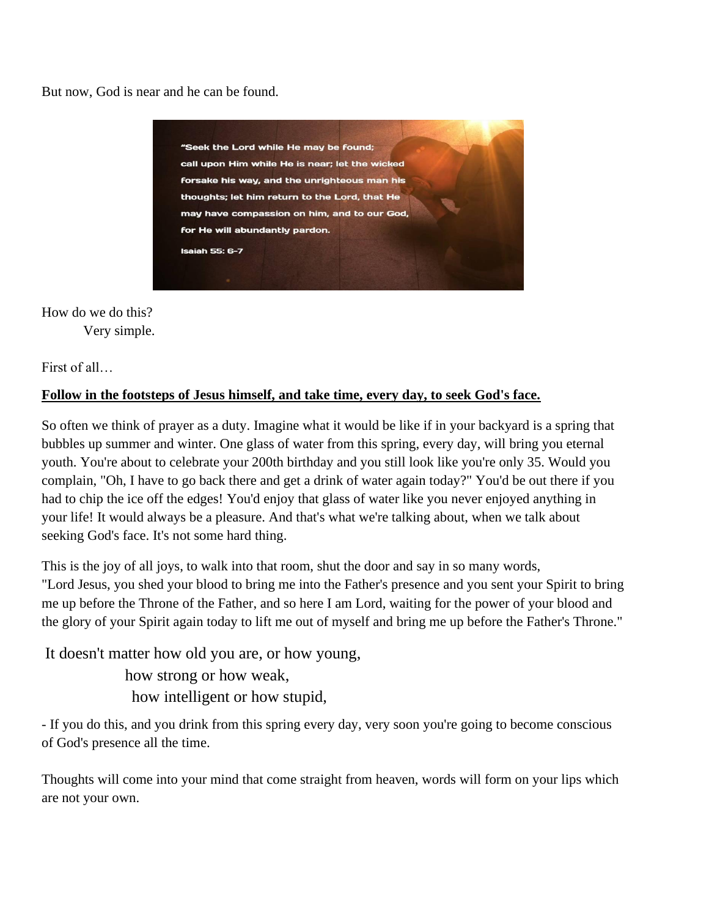But now, God is near and he can be found.

> "Seek the Lord while He may be found; call upon Him while He is near; let the wicked forsake his way, and the unrighteous man his thoughts; let him return to the Lord, that He may have compassion on him, and to our God, for He will abundantly pardon.
>
> Isaiah 55: 6-7

How do we do this?

Very simple.

First of all…

**Follow in the footsteps of Jesus himself, and take time, every day, to seek God's face.**

So often we think of prayer as a duty. Imagine what it would be like if in your backyard is a spring that bubbles up summer and winter. One glass of water from this spring, every day, will bring you eternal youth. You're about to celebrate your 200th birthday and you still look like you're only 35. Would you complain, "Oh, I have to go back there and get a drink of water again today?" You'd be out there if you had to chip the ice off the edges! You'd enjoy that glass of water like you never enjoyed anything in your life! It would always be a pleasure. And that's what we're talking about, when we talk about seeking God's face. It's not some hard thing.

This is the joy of all joys, to walk into that room, shut the door and say in so many words, "Lord Jesus, you shed your blood to bring me into the Father's presence and you sent your Spirit to bring me up before the Throne of the Father, and so here I am Lord, waiting for the power of your blood and the glory of your Spirit again today to lift me out of myself and bring me up before the Father's Throne."

It doesn't matter how old you are, or how young,
how strong or how weak,
how intelligent or how stupid,

- If you do this, and you drink from this spring every day, very soon you're going to become conscious of God's presence all the time.

Thoughts will come into your mind that come straight from heaven, words will form on your lips which are not your own.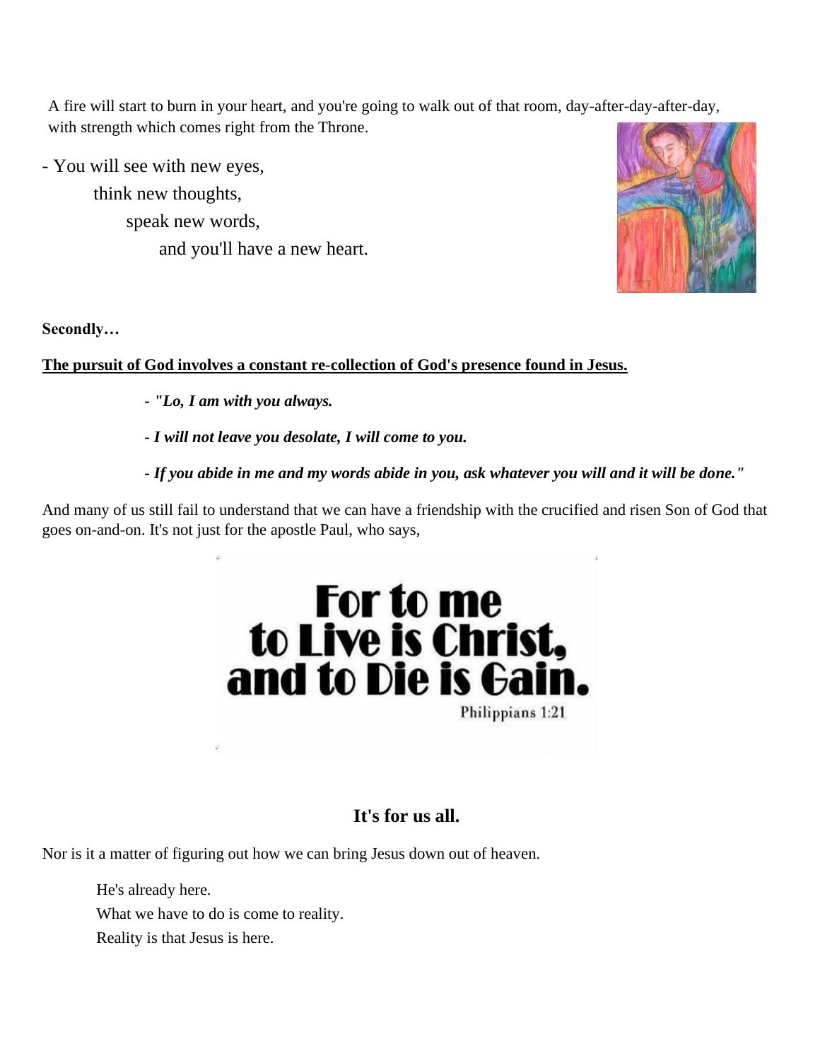A fire will start to burn in your heart, and you're going to walk out of that room, day-after-day-after-day, with strength which comes right from the Throne.

- You will see with new eyes,
  think new thoughts,
  speak new words,
  and you'll have a new heart.

**Secondly…**

**<u>The pursuit of God involves a constant re-collection of God's presence found in Jesus.</u>**

- ***"Lo, I am with you always.***
- ***I will not leave you desolate, I will come to you.***
- ***If you abide in me and my words abide in you, ask whatever you will and it will be done."***

And many of us still fail to understand that we can have a friendship with the crucified and risen Son of God that goes on-and-on. It's not just for the apostle Paul, who says,

**For to me to Live is Christ, and to Die is Gain.**
Philippians 1:21

### It's for us all.

Nor is it a matter of figuring out how we can bring Jesus down out of heaven.

He's already here.
What we have to do is come to reality.
Reality is that Jesus is here.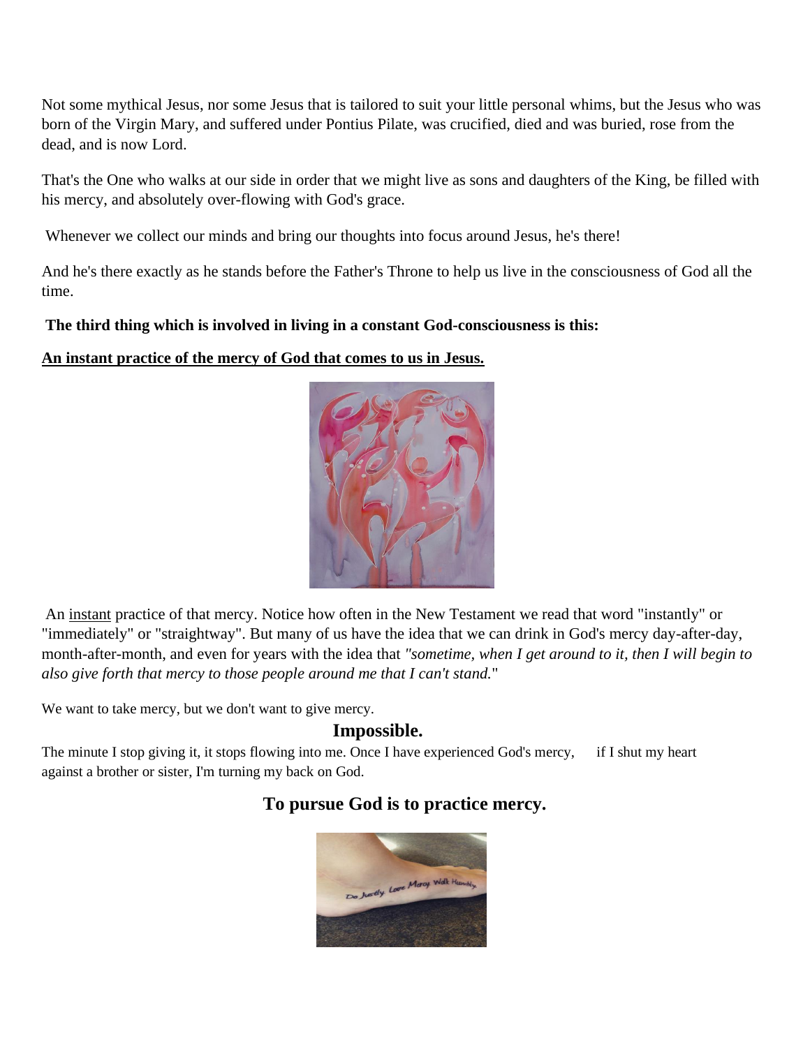Not some mythical Jesus, nor some Jesus that is tailored to suit your little personal whims, but the Jesus who was born of the Virgin Mary, and suffered under Pontius Pilate, was crucified, died and was buried, rose from the dead, and is now Lord.

That's the One who walks at our side in order that we might live as sons and daughters of the King, be filled with his mercy, and absolutely over-flowing with God's grace.

Whenever we collect our minds and bring our thoughts into focus around Jesus, he's there!

And he's there exactly as he stands before the Father's Throne to help us live in the consciousness of God all the time.

**The third thing which is involved in living in a constant God-consciousness is this:**

**An instant practice of the mercy of God that comes to us in Jesus.**

An instant practice of that mercy. Notice how often in the New Testament we read that word "instantly" or "immediately" or "straightway". But many of us have the idea that we can drink in God's mercy day-after-day, month-after-month, and even for years with the idea that *"sometime, when I get around to it, then I will begin to also give forth that mercy to those people around me that I can't stand.*"

We want to take mercy, but we don't want to give mercy.

**Impossible.**

The minute I stop giving it, it stops flowing into me. Once I have experienced God's mercy, if I shut my heart against a brother or sister, I'm turning my back on God.

## To pursue God is to practice mercy.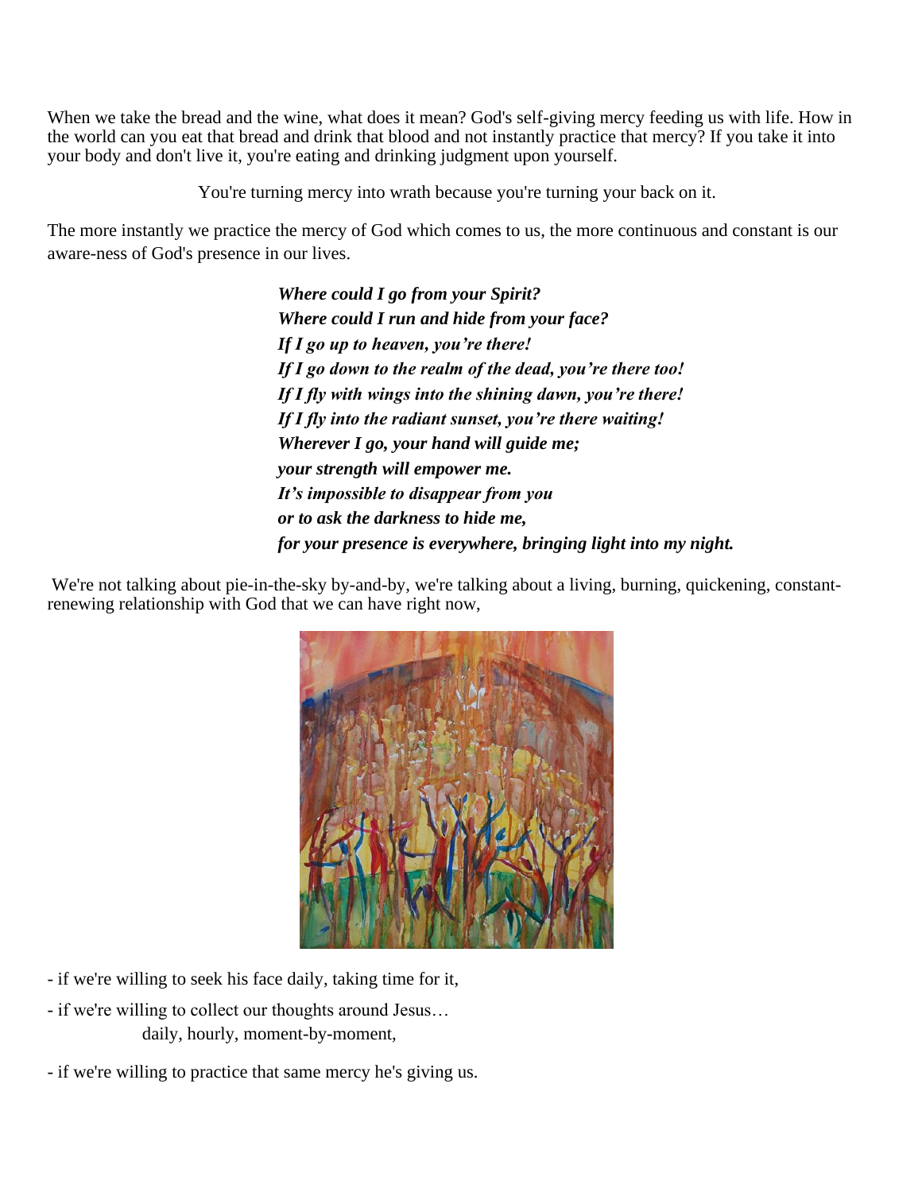When we take the bread and the wine, what does it mean? God's self-giving mercy feeding us with life. How in the world can you eat that bread and drink that blood and not instantly practice that mercy? If you take it into your body and don't live it, you're eating and drinking judgment upon yourself.

You're turning mercy into wrath because you're turning your back on it.

The more instantly we practice the mercy of God which comes to us, the more continuous and constant is our aware-ness of God's presence in our lives.

***Where could I go from your Spirit?***
***Where could I run and hide from your face?***
***If I go up to heaven, you're there!***
***If I go down to the realm of the dead, you're there too!***
***If I fly with wings into the shining dawn, you're there!***
***If I fly into the radiant sunset, you're there waiting!***
***Wherever I go, your hand will guide me;***
***your strength will empower me.***
***It's impossible to disappear from you***
***or to ask the darkness to hide me,***
***for your presence is everywhere, bringing light into my night.***

We're not talking about pie-in-the-sky by-and-by, we're talking about a living, burning, quickening, constant-renewing relationship with God that we can have right now,

- if we're willing to seek his face daily, taking time for it,
- if we're willing to collect our thoughts around Jesus…
  daily, hourly, moment-by-moment,
- if we're willing to practice that same mercy he's giving us.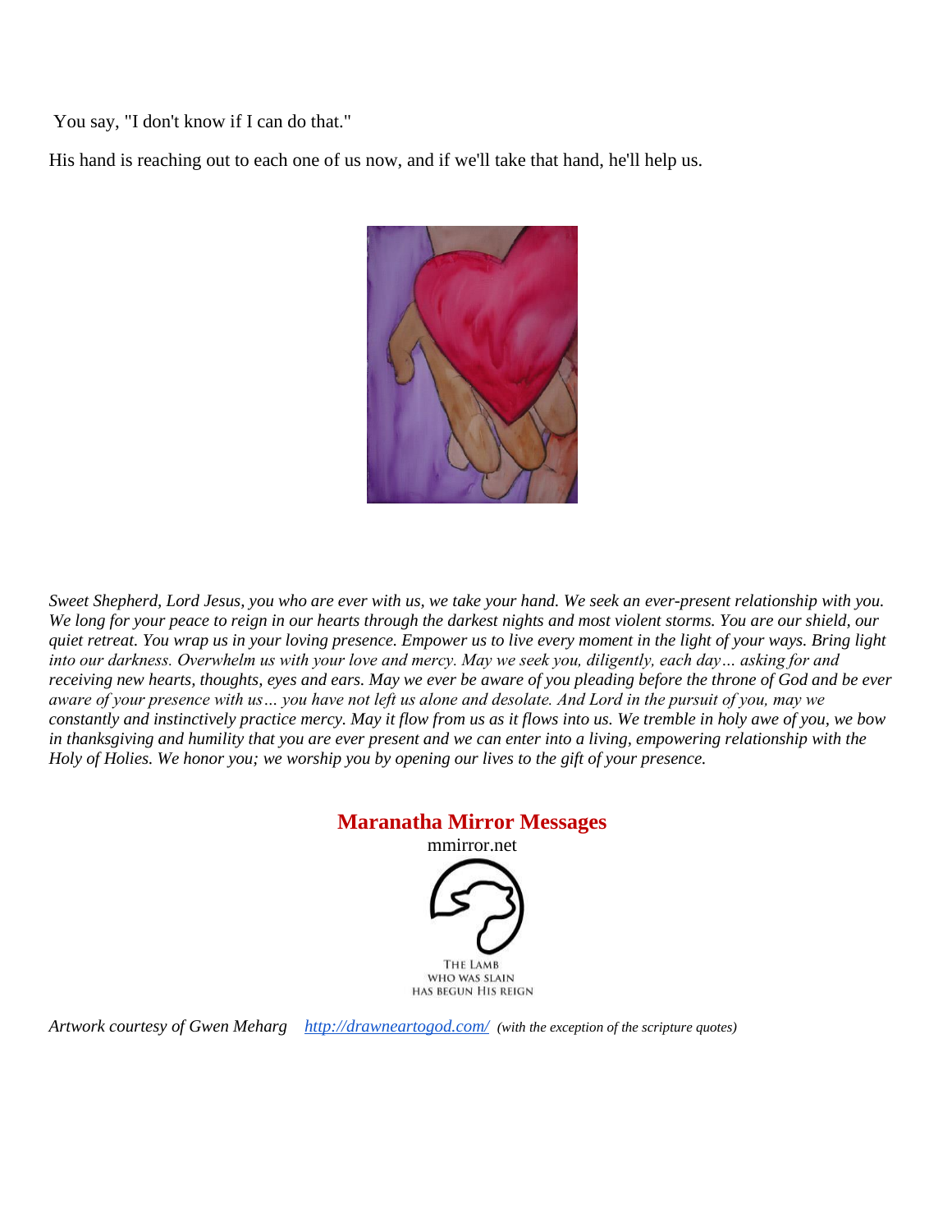You say, "I don't know if I can do that."

His hand is reaching out to each one of us now, and if we'll take that hand, he'll help us.

*Sweet Shepherd, Lord Jesus, you who are ever with us, we take your hand. We seek an ever-present relationship with you. We long for your peace to reign in our hearts through the darkest nights and most violent storms. You are our shield, our quiet retreat. You wrap us in your loving presence. Empower us to live every moment in the light of your ways. Bring light into our darkness. Overwhelm us with your love and mercy. May we seek you, diligently, each day… asking for and receiving new hearts, thoughts, eyes and ears. May we ever be aware of you pleading before the throne of God and be ever aware of your presence with us… you have not left us alone and desolate. And Lord in the pursuit of you, may we constantly and instinctively practice mercy. May it flow from us as it flows into us. We tremble in holy awe of you, we bow in thanksgiving and humility that you are ever present and we can enter into a living, empowering relationship with the Holy of Holies. We honor you; we worship you by opening our lives to the gift of your presence.*

**Maranatha Mirror Messages**

mmirror.net

THE LAMB
WHO WAS SLAIN
HAS BEGUN HIS REIGN

*Artwork courtesy of Gwen Meharg* [http://drawneartogod.com/](http://drawneartogod.com/) *(with the exception of the scripture quotes)*